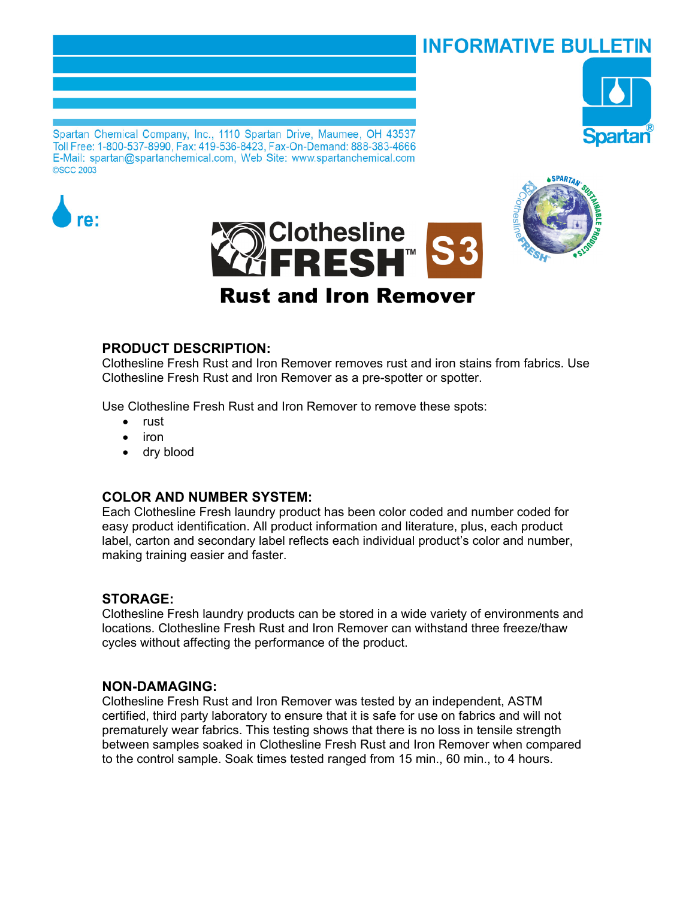# INFORMATIVE BULLETIN

Spartan Chemical Company, Inc., 1110 Spartan Drive, Maumee, OH 43537
Toll Free: 1-800-537-8990, Fax: 419-536-8423, Fax-On-Demand: 888-383-4666
E-Mail: spartan@spartanchemical.com, Web Site: www.spartanchemical.com
©SCC 2003

re:

# Clothesline FRESH™ S3

## Rust and Iron Remover

### PRODUCT DESCRIPTION:

Clothesline Fresh Rust and Iron Remover removes rust and iron stains from fabrics. Use Clothesline Fresh Rust and Iron Remover as a pre-spotter or spotter.

Use Clothesline Fresh Rust and Iron Remover to remove these spots:

- rust
- iron
- dry blood

### COLOR AND NUMBER SYSTEM:

Each Clothesline Fresh laundry product has been color coded and number coded for easy product identification. All product information and literature, plus, each product label, carton and secondary label reflects each individual product's color and number, making training easier and faster.

### STORAGE:

Clothesline Fresh laundry products can be stored in a wide variety of environments and locations. Clothesline Fresh Rust and Iron Remover can withstand three freeze/thaw cycles without affecting the performance of the product.

### NON-DAMAGING:

Clothesline Fresh Rust and Iron Remover was tested by an independent, ASTM certified, third party laboratory to ensure that it is safe for use on fabrics and will not prematurely wear fabrics. This testing shows that there is no loss in tensile strength between samples soaked in Clothesline Fresh Rust and Iron Remover when compared to the control sample. Soak times tested ranged from 15 min., 60 min., to 4 hours.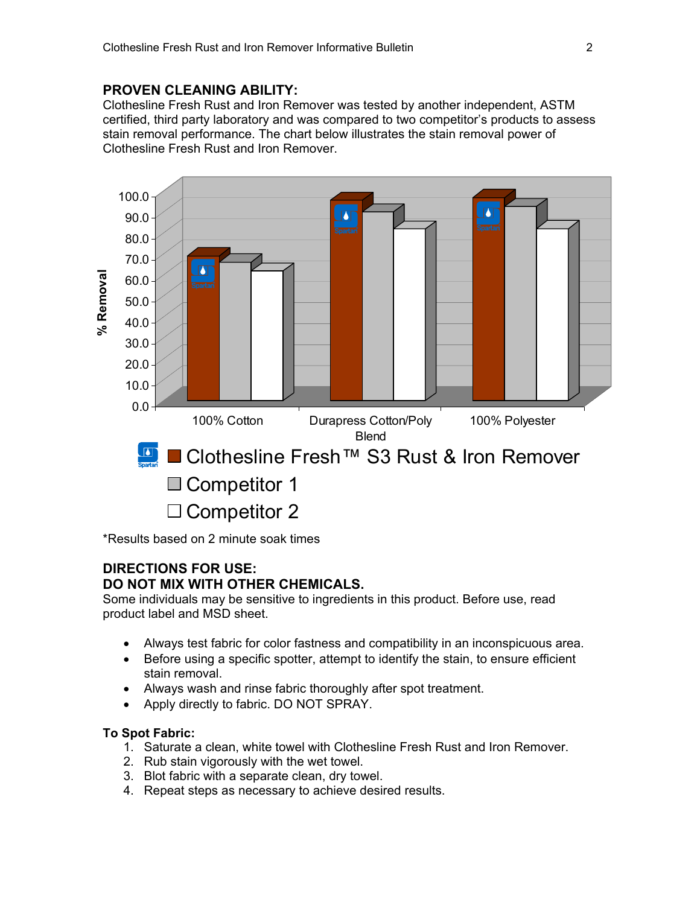## PROVEN CLEANING ABILITY:

Clothesline Fresh Rust and Iron Remover was tested by another independent, ASTM certified, third party laboratory and was compared to two competitor's products to assess stain removal performance. The chart below illustrates the stain removal power of Clothesline Fresh Rust and Iron Remover.

% Removal

100% Cotton | Durapress Cotton/Poly Blend | 100% Polyester

- Clothesline Fresh™ S3 Rust & Iron Remover
- Competitor 1
- Competitor 2

*Results based on 2 minute soak times

## DIRECTIONS FOR USE:

## DO NOT MIX WITH OTHER CHEMICALS.

Some individuals may be sensitive to ingredients in this product. Before use, read product label and MSD sheet.

- Always test fabric for color fastness and compatibility in an inconspicuous area.
- Before using a specific spotter, attempt to identify the stain, to ensure efficient stain removal.
- Always wash and rinse fabric thoroughly after spot treatment.
- Apply directly to fabric. DO NOT SPRAY.

**To Spot Fabric:**

1. Saturate a clean, white towel with Clothesline Fresh Rust and Iron Remover.
2. Rub stain vigorously with the wet towel.
3. Blot fabric with a separate clean, dry towel.
4. Repeat steps as necessary to achieve desired results.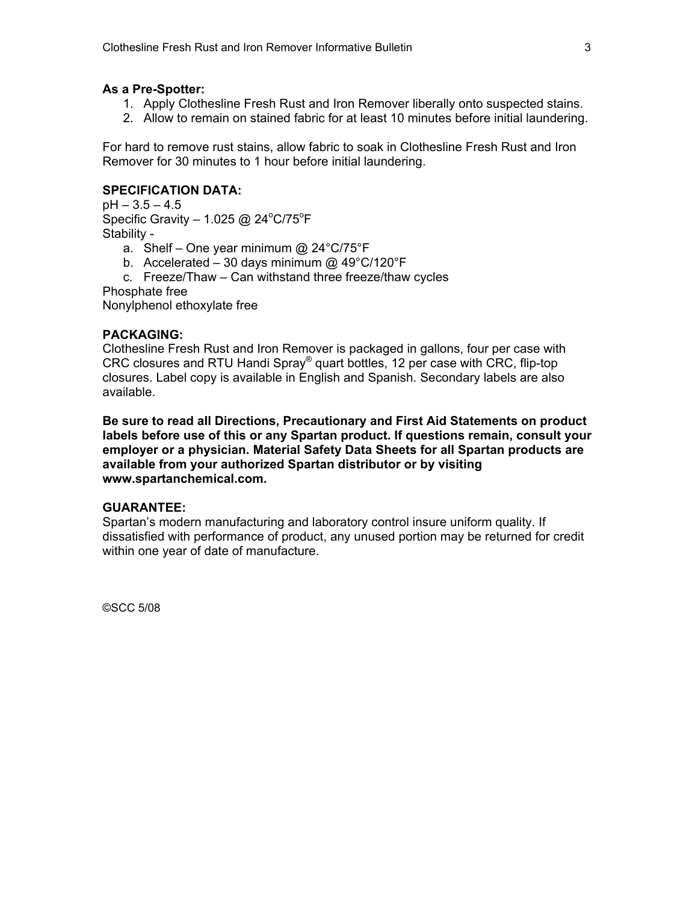**As a Pre-Spotter:**

1. Apply Clothesline Fresh Rust and Iron Remover liberally onto suspected stains.
2. Allow to remain on stained fabric for at least 10 minutes before initial laundering.

For hard to remove rust stains, allow fabric to soak in Clothesline Fresh Rust and Iron Remover for 30 minutes to 1 hour before initial laundering.

**SPECIFICATION DATA:**

pH – 3.5 – 4.5
Specific Gravity – 1.025 @ 24°C/75°F
Stability -

a. Shelf – One year minimum @ 24°C/75°F
b. Accelerated – 30 days minimum @ 49°C/120°F
c. Freeze/Thaw – Can withstand three freeze/thaw cycles

Phosphate free
Nonylphenol ethoxylate free

**PACKAGING:**

Clothesline Fresh Rust and Iron Remover is packaged in gallons, four per case with CRC closures and RTU Handi Spray® quart bottles, 12 per case with CRC, flip-top closures. Label copy is available in English and Spanish. Secondary labels are also available.

**Be sure to read all Directions, Precautionary and First Aid Statements on product labels before use of this or any Spartan product. If questions remain, consult your employer or a physician. Material Safety Data Sheets for all Spartan products are available from your authorized Spartan distributor or by visiting www.spartanchemical.com.**

**GUARANTEE:**

Spartan's modern manufacturing and laboratory control insure uniform quality. If dissatisfied with performance of product, any unused portion may be returned for credit within one year of date of manufacture.

©SCC 5/08